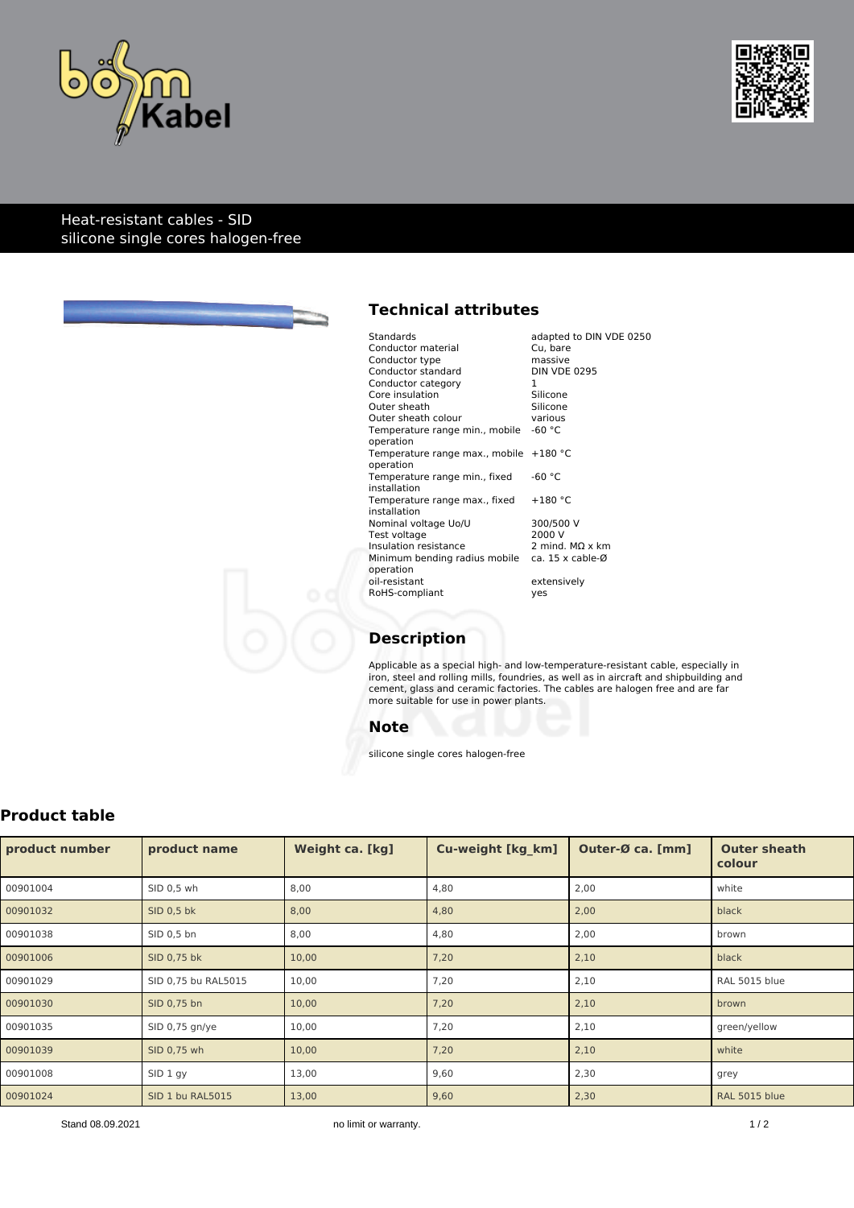Heat-resistant cables - SID
silicone single cores halogen-free

## Technical attributes

| | |
|---|---|
| Standards | adapted to DIN VDE 0250 |
| Conductor material | Cu, bare |
| Conductor type | massive |
| Conductor standard | DIN VDE 0295 |
| Conductor category | 1 |
| Core insulation | Silicone |
| Outer sheath | Silicone |
| Outer sheath colour | various |
| Temperature range min., mobile operation | -60 °C |
| Temperature range max., mobile operation | +180 °C |
| Temperature range min., fixed installation | -60 °C |
| Temperature range max., fixed installation | +180 °C |
| Nominal voltage Uo/U | 300/500 V |
| Test voltage | 2000 V |
| Insulation resistance | 2 mind. MΩ x km |
| Minimum bending radius mobile operation | ca. 15 x cable-Ø |
| oil-resistant | extensively |
| RoHS-compliant | yes |

## Description

Applicable as a special high- and low-temperature-resistant cable, especially in iron, steel and rolling mills, foundries, as well as in aircraft and shipbuilding and cement, glass and ceramic factories. The cables are halogen free and are far more suitable for use in power plants.

## Note

silicone single cores halogen-free

## Product table

| product number | product name | Weight ca. [kg] | Cu-weight [kg_km] | Outer-Ø ca. [mm] | Outer sheath colour |
|---|---|---|---|---|---|
| 00901004 | SID 0,5 wh | 8,00 | 4,80 | 2,00 | white |
| 00901032 | SID 0,5 bk | 8,00 | 4,80 | 2,00 | black |
| 00901038 | SID 0,5 bn | 8,00 | 4,80 | 2,00 | brown |
| 00901006 | SID 0,75 bk | 10,00 | 7,20 | 2,10 | black |
| 00901029 | SID 0,75 bu RAL5015 | 10,00 | 7,20 | 2,10 | RAL 5015 blue |
| 00901030 | SID 0,75 bn | 10,00 | 7,20 | 2,10 | brown |
| 00901035 | SID 0,75 gn/ye | 10,00 | 7,20 | 2,10 | green/yellow |
| 00901039 | SID 0,75 wh | 10,00 | 7,20 | 2,10 | white |
| 00901008 | SID 1 gy | 13,00 | 9,60 | 2,30 | grey |
| 00901024 | SID 1 bu RAL5015 | 13,00 | 9,60 | 2,30 | RAL 5015 blue |

Stand 08.09.2021 no limit or warranty.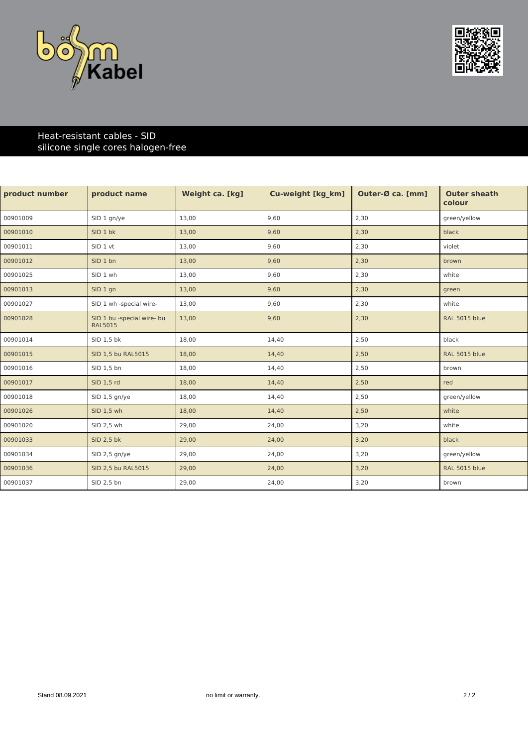Heat-resistant cables - SID
silicone single cores halogen-free

| product number | product name | Weight ca. [kg] | Cu-weight [kg_km] | Outer-Ø ca. [mm] | Outer sheath colour |
|---|---|---|---|---|---|
| 00901009 | SID 1 gn/ye | 13,00 | 9,60 | 2,30 | green/yellow |
| 00901010 | SID 1 bk | 13,00 | 9,60 | 2,30 | black |
| 00901011 | SID 1 vt | 13,00 | 9,60 | 2,30 | violet |
| 00901012 | SID 1 bn | 13,00 | 9,60 | 2,30 | brown |
| 00901025 | SID 1 wh | 13,00 | 9,60 | 2,30 | white |
| 00901013 | SID 1 gn | 13,00 | 9,60 | 2,30 | green |
| 00901027 | SID 1 wh -special wire- | 13,00 | 9,60 | 2,30 | white |
| 00901028 | SID 1 bu -special wire- bu RAL5015 | 13,00 | 9,60 | 2,30 | RAL 5015 blue |
| 00901014 | SID 1,5 bk | 18,00 | 14,40 | 2,50 | black |
| 00901015 | SID 1,5 bu RAL5015 | 18,00 | 14,40 | 2,50 | RAL 5015 blue |
| 00901016 | SID 1,5 bn | 18,00 | 14,40 | 2,50 | brown |
| 00901017 | SID 1,5 rd | 18,00 | 14,40 | 2,50 | red |
| 00901018 | SID 1,5 gn/ye | 18,00 | 14,40 | 2,50 | green/yellow |
| 00901026 | SID 1,5 wh | 18,00 | 14,40 | 2,50 | white |
| 00901020 | SID 2,5 wh | 29,00 | 24,00 | 3,20 | white |
| 00901033 | SID 2,5 bk | 29,00 | 24,00 | 3,20 | black |
| 00901034 | SID 2,5 gn/ye | 29,00 | 24,00 | 3,20 | green/yellow |
| 00901036 | SID 2,5 bu RAL5015 | 29,00 | 24,00 | 3,20 | RAL 5015 blue |
| 00901037 | SID 2,5 bn | 29,00 | 24,00 | 3,20 | brown |

Stand 08.09.2021

no limit or warranty.